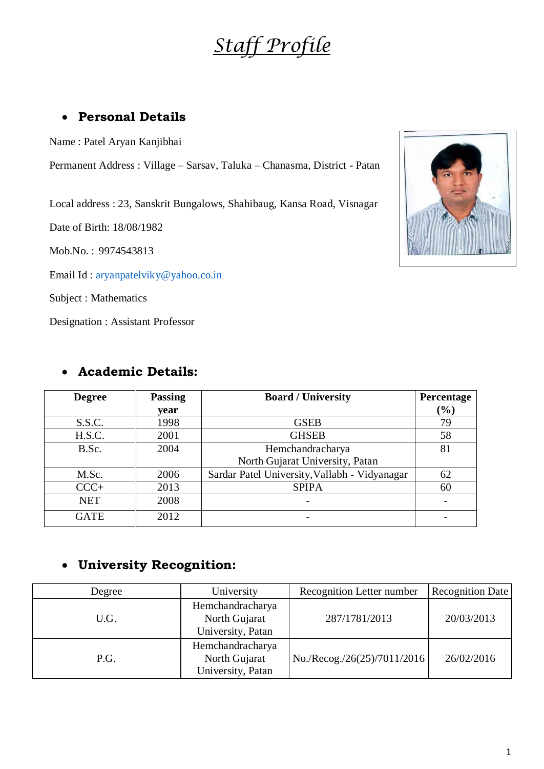# *Staff Profile*

## • Personal Details

Name : Patel Aryan Kanjibhai

Permanent Address : Village – Sarsav, Taluka – Chanasma, District - Patan

Local address : 23, Sanskrit Bungalows, Shahibaug, Kansa Road, Visnagar

Date of Birth: 18/08/1982

Mob.No. : 9974543813

Email Id : aryanpatelviky@yahoo.co.in

Subject : Mathematics

Designation : Assistant Professor

## • Academic Details:

| Degree | Passing year | Board / University | Percentage (%) |
|---|---|---|---|
| S.S.C. | 1998 | GSEB | 79 |
| H.S.C. | 2001 | GHSEB | 58 |
| B.Sc. | 2004 | Hemchandracharya North Gujarat University, Patan | 81 |
| M.Sc. | 2006 | Sardar Patel University,Vallabh - Vidyanagar | 62 |
| CCC+ | 2013 | SPIPA | 60 |
| NET | 2008 | - | - |
| GATE | 2012 | - | - |

## • University Recognition:

| Degree | University | Recognition Letter number | Recognition Date |
|---|---|---|---|
| U.G. | Hemchandracharya North Gujarat University, Patan | 287/1781/2013 | 20/03/2013 |
| P.G. | Hemchandracharya North Gujarat University, Patan | No./Recog./26(25)/7011/2016 | 26/02/2016 |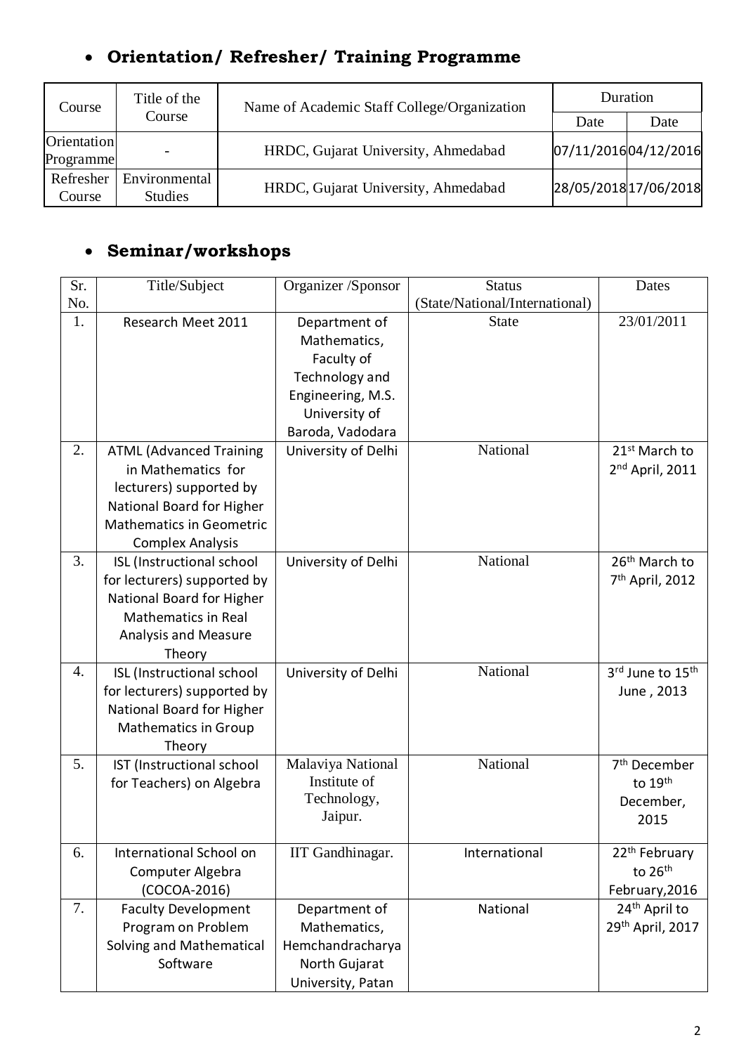- **Orientation/ Refresher/ Training Programme**

| Course | Title of the Course | Name of Academic Staff College/Organization | Duration | |
|---|---|---|---|---|
| | | | Date | Date |
| Orientation Programme | - | HRDC, Gujarat University, Ahmedabad | 07/11/2016 | 04/12/2016 |
| Refresher Course | Environmental Studies | HRDC, Gujarat University, Ahmedabad | 28/05/2018 | 17/06/2018 |

- **Seminar/workshops**

| Sr. No. | Title/Subject | Organizer /Sponsor | Status (State/National/International) | Dates |
|---|---|---|---|---|
| 1. | Research Meet 2011 | Department of Mathematics, Faculty of Technology and Engineering, M.S. University of Baroda, Vadodara | State | 23/01/2011 |
| 2. | ATML (Advanced Training in Mathematics for lecturers) supported by National Board for Higher Mathematics in Geometric Complex Analysis | University of Delhi | National | 21st March to 2nd April, 2011 |
| 3. | ISL (Instructional school for lecturers) supported by National Board for Higher Mathematics in Real Analysis and Measure Theory | University of Delhi | National | 26th March to 7th April, 2012 |
| 4. | ISL (Instructional school for lecturers) supported by National Board for Higher Mathematics in Group Theory | University of Delhi | National | 3rd June to 15th June , 2013 |
| 5. | IST (Instructional school for Teachers) on Algebra | Malaviya National Institute of Technology, Jaipur. | National | 7th December to 19th December, 2015 |
| 6. | International School on Computer Algebra (COCOA-2016) | IIT Gandhinagar. | International | 22th February to 26th February,2016 |
| 7. | Faculty Development Program on Problem Solving and Mathematical Software | Department of Mathematics, Hemchandracharya North Gujarat University, Patan | National | 24th April to 29th April, 2017 |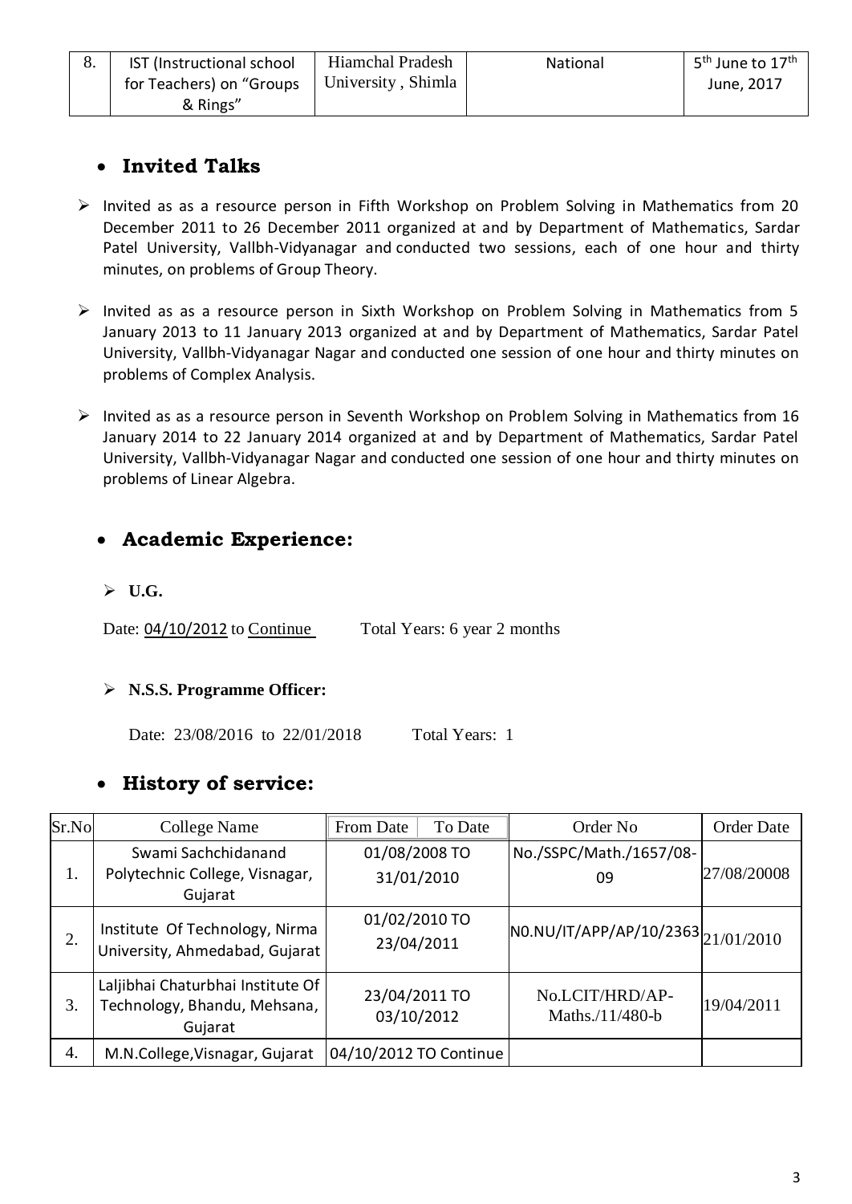| | | | | |
|---|---|---|---|---|
| 8. | IST (Instructional school for Teachers) on "Groups & Rings" | Hiamchal Pradesh University , Shimla | National | 5th June to 17th June, 2017 |

- **Invited Talks**

➢ Invited as as a resource person in Fifth Workshop on Problem Solving in Mathematics from 20 December 2011 to 26 December 2011 organized at and by Department of Mathematics, Sardar Patel University, Vallbh-Vidyanagar and conducted two sessions, each of one hour and thirty minutes, on problems of Group Theory.

➢ Invited as as a resource person in Sixth Workshop on Problem Solving in Mathematics from 5 January 2013 to 11 January 2013 organized at and by Department of Mathematics, Sardar Patel University, Vallbh-Vidyanagar Nagar and conducted one session of one hour and thirty minutes on problems of Complex Analysis.

➢ Invited as as a resource person in Seventh Workshop on Problem Solving in Mathematics from 16 January 2014 to 22 January 2014 organized at and by Department of Mathematics, Sardar Patel University, Vallbh-Vidyanagar Nagar and conducted one session of one hour and thirty minutes on problems of Linear Algebra.

- **Academic Experience:**

➢ **U.G.**

Date: 04/10/2012 to Continue    Total Years: 6 year 2 months

➢ **N.S.S. Programme Officer:**

Date: 23/08/2016 to 22/01/2018    Total Years: 1

- **History of service:**

| Sr.No | College Name | From Date To Date | Order No | Order Date |
|---|---|---|---|---|
| 1. | Swami Sachchidanand Polytechnic College, Visnagar, Gujarat | 01/08/2008 TO 31/01/2010 | No./SSPC/Math./1657/08-09 | 27/08/20008 |
| 2. | Institute Of Technology, Nirma University, Ahmedabad, Gujarat | 01/02/2010 TO 23/04/2011 | N0.NU/IT/APP/AP/10/2363 | 21/01/2010 |
| 3. | Laljibhai Chaturbhai Institute Of Technology, Bhandu, Mehsana, Gujarat | 23/04/2011 TO 03/10/2012 | No.LCIT/HRD/AP-Maths./11/480-b | 19/04/2011 |
| 4. | M.N.College,Visnagar, Gujarat | 04/10/2012 TO Continue | | |